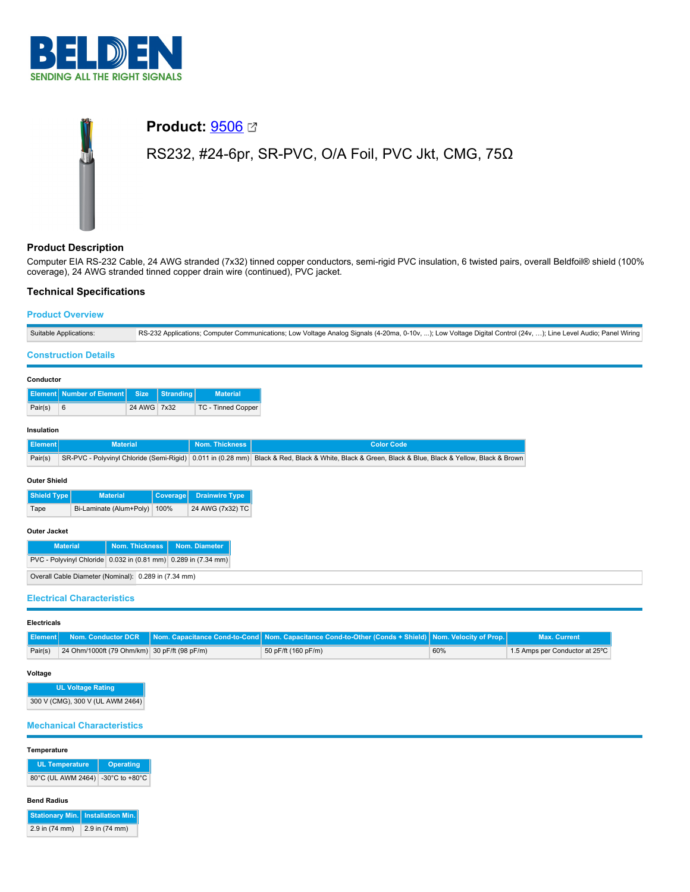# BELDEN

SENDING ALL THE RIGHT SIGNALS

## Product: 9506

RS232, #24-6pr, SR-PVC, O/A Foil, PVC Jkt, CMG, 75Ω

### Product Description

Computer EIA RS-232 Cable, 24 AWG stranded (7x32) tinned copper conductors, semi-rigid PVC insulation, 6 twisted pairs, overall Beldfoil® shield (100% coverage), 24 AWG stranded tinned copper drain wire (continued), PVC jacket.

### Technical Specifications

#### Product Overview

| Suitable Applications: | RS-232 Applications; Computer Communications; Low Voltage Analog Signals (4-20ma, 0-10v, ...); Low Voltage Digital Control (24v, ...); Line Level Audio; Panel Wiring |
|---|---|

#### Construction Details

**Conductor**

| Element | Number of Element | Size | Stranding | Material |
|---|---|---|---|---|
| Pair(s) | 6 | 24 AWG | 7x32 | TC - Tinned Copper |

**Insulation**

| Element | Material | Nom. Thickness | Color Code |
|---|---|---|---|
| Pair(s) | SR-PVC - Polyvinyl Chloride (Semi-Rigid) | 0.011 in (0.28 mm) | Black & Red, Black & White, Black & Green, Black & Blue, Black & Yellow, Black & Brown |

**Outer Shield**

| Shield Type | Material | Coverage | Drainwire Type |
|---|---|---|---|
| Tape | Bi-Laminate (Alum+Poly) | 100% | 24 AWG (7x32) TC |

**Outer Jacket**

| Material | Nom. Thickness | Nom. Diameter |
|---|---|---|
| PVC - Polyvinyl Chloride | 0.032 in (0.81 mm) | 0.289 in (7.34 mm) |

| Overall Cable Diameter (Nominal): | 0.289 in (7.34 mm) |
|---|---|

#### Electrical Characteristics

**Electricals**

| Element | Nom. Conductor DCR | Nom. Capacitance Cond-to-Cond | Nom. Capacitance Cond-to-Other (Conds + Shield) | Nom. Velocity of Prop. | Max. Current |
|---|---|---|---|---|---|
| Pair(s) | 24 Ohm/1000ft (79 Ohm/km) | 30 pF/ft (98 pF/m) | 50 pF/ft (160 pF/m) | 60% | 1.5 Amps per Conductor at 25ºC |

**Voltage**

| UL Voltage Rating |
|---|
| 300 V (CMG), 300 V (UL AWM 2464) |

#### Mechanical Characteristics

**Temperature**

| UL Temperature | Operating |
|---|---|
| 80°C (UL AWM 2464) | -30°C to +80°C |

**Bend Radius**

| Stationary Min. | Installation Min. |
|---|---|
| 2.9 in (74 mm) | 2.9 in (74 mm) |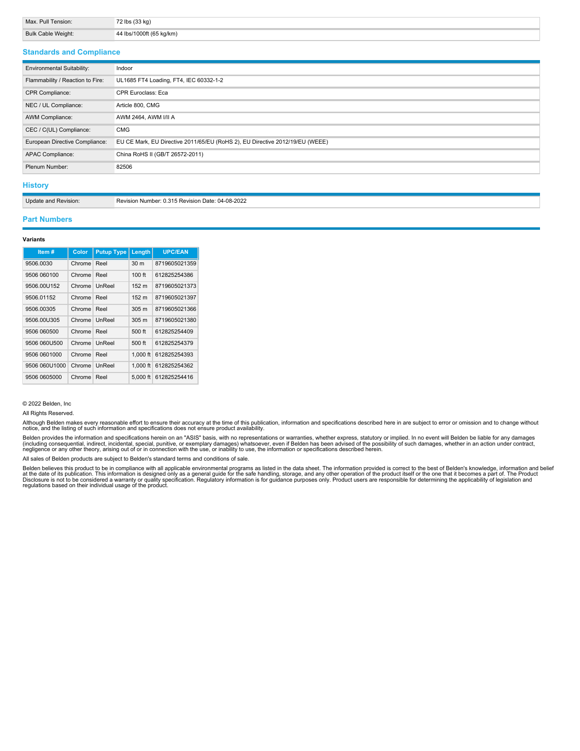| | |
|---|---|
| Max. Pull Tension: | 72 lbs (33 kg) |
| Bulk Cable Weight: | 44 lbs/1000ft (65 kg/km) |

## Standards and Compliance

| | |
|---|---|
| Environmental Suitability: | Indoor |
| Flammability / Reaction to Fire: | UL1685 FT4 Loading, FT4, IEC 60332-1-2 |
| CPR Compliance: | CPR Euroclass: Eca |
| NEC / UL Compliance: | Article 800, CMG |
| AWM Compliance: | AWM 2464, AWM I/II A |
| CEC / C(UL) Compliance: | CMG |
| European Directive Compliance: | EU CE Mark, EU Directive 2011/65/EU (RoHS 2), EU Directive 2012/19/EU (WEEE) |
| APAC Compliance: | China RoHS II (GB/T 26572-2011) |
| Plenum Number: | 82506 |

## History

| | |
|---|---|
| Update and Revision: | Revision Number: 0.315 Revision Date: 04-08-2022 |

## Part Numbers

**Variants**

| Item # | Color | Putup Type | Length | UPC/EAN |
|---|---|---|---|---|
| 9506.0030 | Chrome | Reel | 30 m | 8719605021359 |
| 9506 060100 | Chrome | Reel | 100 ft | 612825254386 |
| 9506.00U152 | Chrome | UnReel | 152 m | 8719605021373 |
| 9506.01152 | Chrome | Reel | 152 m | 8719605021397 |
| 9506.00305 | Chrome | Reel | 305 m | 8719605021366 |
| 9506.00U305 | Chrome | UnReel | 305 m | 8719605021380 |
| 9506 060500 | Chrome | Reel | 500 ft | 612825254409 |
| 9506 060U500 | Chrome | UnReel | 500 ft | 612825254379 |
| 9506 0601000 | Chrome | Reel | 1,000 ft | 612825254393 |
| 9506 060U1000 | Chrome | UnReel | 1,000 ft | 612825254362 |
| 9506 0605000 | Chrome | Reel | 5,000 ft | 612825254416 |

© 2022 Belden, Inc

All Rights Reserved.

Although Belden makes every reasonable effort to ensure their accuracy at the time of this publication, information and specifications described here in are subject to error or omission and to change without notice, and the listing of such information and specifications does not ensure product availability.

Belden provides the information and specifications herein on an "ASIS" basis, with no representations or warranties, whether express, statutory or implied. In no event will Belden be liable for any damages (including consequential, indirect, incidental, special, punitive, or exemplary damages) whatsoever, even if Belden has been advised of the possibility of such damages, whether in an action under contract, negligence or any other theory, arising out of or in connection with the use, or inability to use, the information or specifications described herein.

All sales of Belden products are subject to Belden's standard terms and conditions of sale.

Belden believes this product to be in compliance with all applicable environmental programs as listed in the data sheet. The information provided is correct to the best of Belden's knowledge, information and belief at the date of its publication. This information is designed only as a general guide for the safe handling, storage, and any other operation of the product itself or the one that it becomes a part of. The Product Disclosure is not to be considered a warranty or quality specification. Regulatory information is for guidance purposes only. Product users are responsible for determining the applicability of legislation and regulations based on their individual usage of the product.